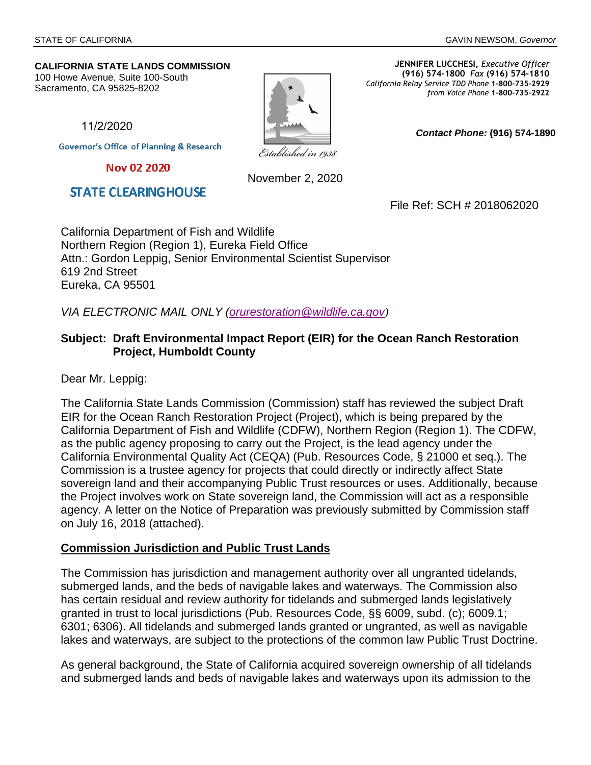STATE OF CALIFORNIA GAVIN NEWSOM, *Governor*

**CALIFORNIA STATE LANDS COMMISSION**
100 Howe Avenue, Suite 100-South
Sacramento, CA 95825-8202

**JENNIFER LUCCHESI,** *Executive Officer*
**(916) 574-1800** *Fax* **(916) 574-1810**
*California Relay Service TDD Phone* **1-800-735-2929**
*from Voice Phone* **1-800-735-2922**

11/2/2020

Governor's Office of Planning & Research

Nov 02 2020

STATE CLEARINGHOUSE

*Established in 1938*

***Contact Phone:*** **(916) 574-1890**

November 2, 2020

File Ref: SCH # 2018062020

California Department of Fish and Wildlife
Northern Region (Region 1), Eureka Field Office
Attn.: Gordon Leppig, Senior Environmental Scientist Supervisor
619 2nd Street
Eureka, CA 95501

*VIA ELECTRONIC MAIL ONLY (orurestoration@wildlife.ca.gov)*

**Subject: Draft Environmental Impact Report (EIR) for the Ocean Ranch Restoration Project, Humboldt County**

Dear Mr. Leppig:

The California State Lands Commission (Commission) staff has reviewed the subject Draft EIR for the Ocean Ranch Restoration Project (Project), which is being prepared by the California Department of Fish and Wildlife (CDFW), Northern Region (Region 1). The CDFW, as the public agency proposing to carry out the Project, is the lead agency under the California Environmental Quality Act (CEQA) (Pub. Resources Code, § 21000 et seq.). The Commission is a trustee agency for projects that could directly or indirectly affect State sovereign land and their accompanying Public Trust resources or uses. Additionally, because the Project involves work on State sovereign land, the Commission will act as a responsible agency. A letter on the Notice of Preparation was previously submitted by Commission staff on July 16, 2018 (attached).

**Commission Jurisdiction and Public Trust Lands**

The Commission has jurisdiction and management authority over all ungranted tidelands, submerged lands, and the beds of navigable lakes and waterways. The Commission also has certain residual and review authority for tidelands and submerged lands legislatively granted in trust to local jurisdictions (Pub. Resources Code, §§ 6009, subd. (c); 6009.1; 6301; 6306). All tidelands and submerged lands granted or ungranted, as well as navigable lakes and waterways, are subject to the protections of the common law Public Trust Doctrine.

As general background, the State of California acquired sovereign ownership of all tidelands and submerged lands and beds of navigable lakes and waterways upon its admission to the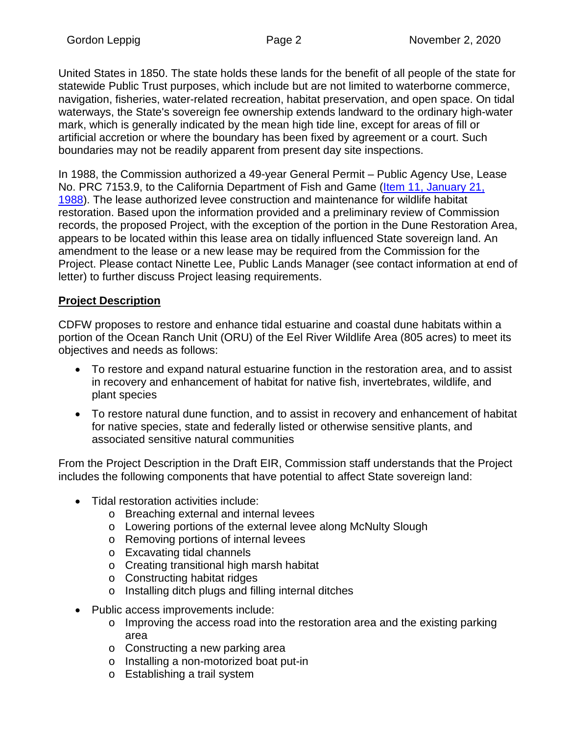United States in 1850. The state holds these lands for the benefit of all people of the state for statewide Public Trust purposes, which include but are not limited to waterborne commerce, navigation, fisheries, water-related recreation, habitat preservation, and open space. On tidal waterways, the State's sovereign fee ownership extends landward to the ordinary high-water mark, which is generally indicated by the mean high tide line, except for areas of fill or artificial accretion or where the boundary has been fixed by agreement or a court. Such boundaries may not be readily apparent from present day site inspections.

In 1988, the Commission authorized a 49-year General Permit – Public Agency Use, Lease No. PRC 7153.9, to the California Department of Fish and Game (Item 11, January 21, 1988). The lease authorized levee construction and maintenance for wildlife habitat restoration. Based upon the information provided and a preliminary review of Commission records, the proposed Project, with the exception of the portion in the Dune Restoration Area, appears to be located within this lease area on tidally influenced State sovereign land. An amendment to the lease or a new lease may be required from the Commission for the Project. Please contact Ninette Lee, Public Lands Manager (see contact information at end of letter) to further discuss Project leasing requirements.

## Project Description

CDFW proposes to restore and enhance tidal estuarine and coastal dune habitats within a portion of the Ocean Ranch Unit (ORU) of the Eel River Wildlife Area (805 acres) to meet its objectives and needs as follows:

- To restore and expand natural estuarine function in the restoration area, and to assist in recovery and enhancement of habitat for native fish, invertebrates, wildlife, and plant species
- To restore natural dune function, and to assist in recovery and enhancement of habitat for native species, state and federally listed or otherwise sensitive plants, and associated sensitive natural communities

From the Project Description in the Draft EIR, Commission staff understands that the Project includes the following components that have potential to affect State sovereign land:

- Tidal restoration activities include:
  - Breaching external and internal levees
  - Lowering portions of the external levee along McNulty Slough
  - Removing portions of internal levees
  - Excavating tidal channels
  - Creating transitional high marsh habitat
  - Constructing habitat ridges
  - Installing ditch plugs and filling internal ditches
- Public access improvements include:
  - Improving the access road into the restoration area and the existing parking area
  - Constructing a new parking area
  - Installing a non-motorized boat put-in
  - Establishing a trail system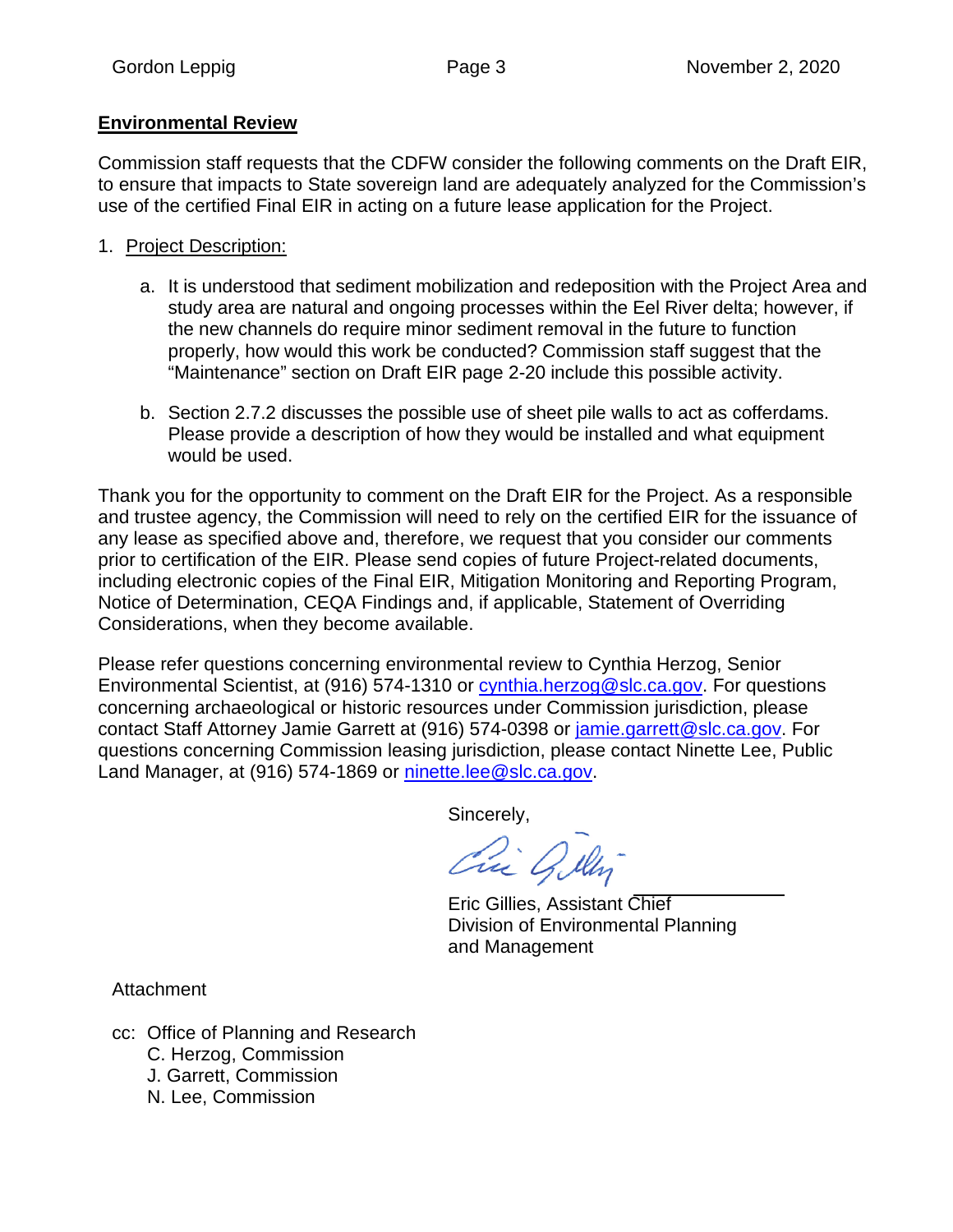**Environmental Review**

Commission staff requests that the CDFW consider the following comments on the Draft EIR, to ensure that impacts to State sovereign land are adequately analyzed for the Commission's use of the certified Final EIR in acting on a future lease application for the Project.

1. Project Description:

   a. It is understood that sediment mobilization and redeposition with the Project Area and study area are natural and ongoing processes within the Eel River delta; however, if the new channels do require minor sediment removal in the future to function properly, how would this work be conducted? Commission staff suggest that the "Maintenance" section on Draft EIR page 2-20 include this possible activity.

   b. Section 2.7.2 discusses the possible use of sheet pile walls to act as cofferdams. Please provide a description of how they would be installed and what equipment would be used.

Thank you for the opportunity to comment on the Draft EIR for the Project. As a responsible and trustee agency, the Commission will need to rely on the certified EIR for the issuance of any lease as specified above and, therefore, we request that you consider our comments prior to certification of the EIR. Please send copies of future Project-related documents, including electronic copies of the Final EIR, Mitigation Monitoring and Reporting Program, Notice of Determination, CEQA Findings and, if applicable, Statement of Overriding Considerations, when they become available.

Please refer questions concerning environmental review to Cynthia Herzog, Senior Environmental Scientist, at (916) 574-1310 or cynthia.herzog@slc.ca.gov. For questions concerning archaeological or historic resources under Commission jurisdiction, please contact Staff Attorney Jamie Garrett at (916) 574-0398 or jamie.garrett@slc.ca.gov. For questions concerning Commission leasing jurisdiction, please contact Ninette Lee, Public Land Manager, at (916) 574-1869 or ninette.lee@slc.ca.gov.

Sincerely,

Eric Gillies, Assistant Chief
Division of Environmental Planning
and Management

Attachment

cc: Office of Planning and Research
    C. Herzog, Commission
    J. Garrett, Commission
    N. Lee, Commission